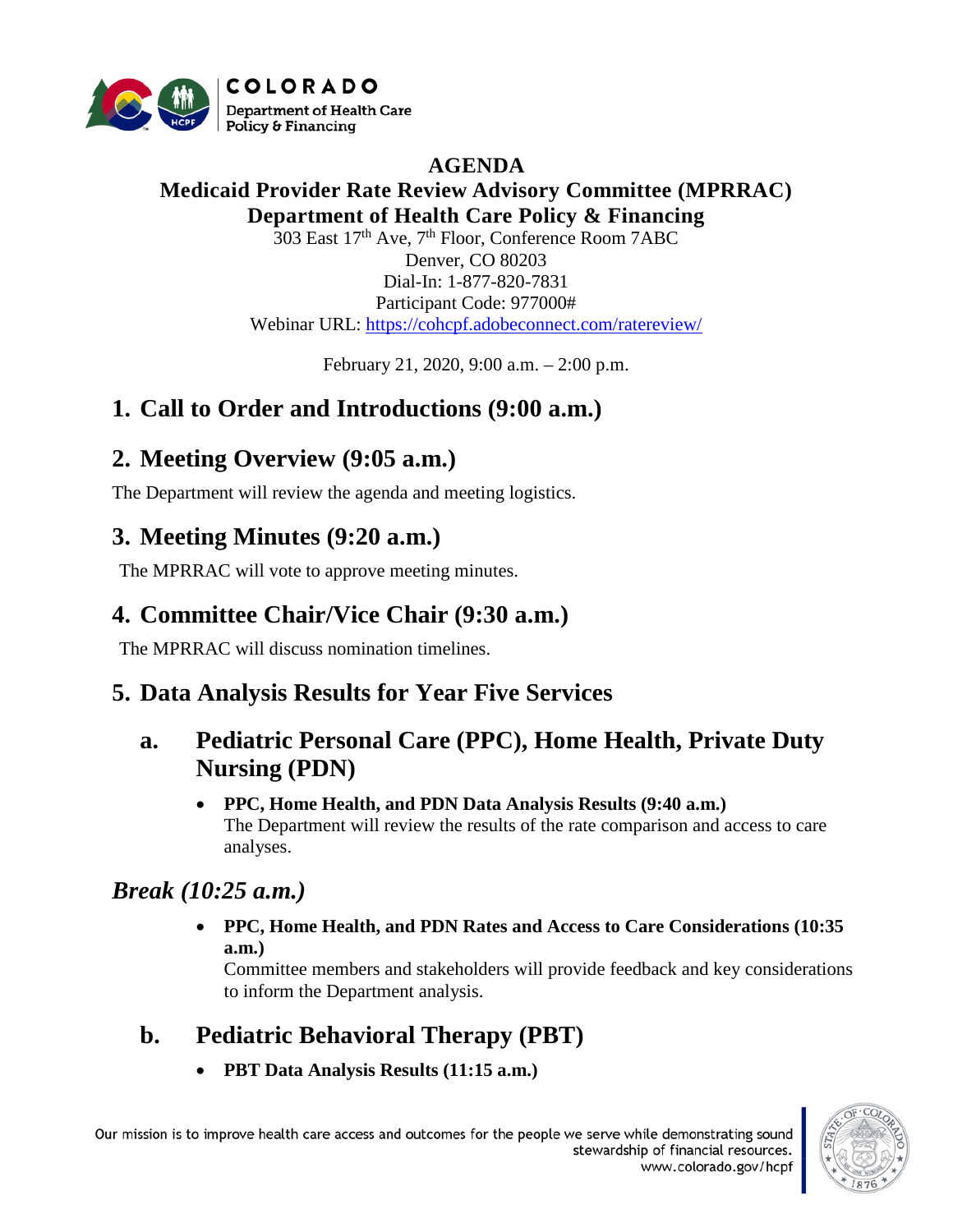# AGENDA

## Medicaid Provider Rate Review Advisory Committee (MPRRAC)

## Department of Health Care Policy & Financing

303 East 17th Ave, 7th Floor, Conference Room 7ABC
Denver, CO 80203
Dial-In: 1-877-820-7831
Participant Code: 977000#
Webinar URL: https://cohcpf.adobeconnect.com/ratereview/

February 21, 2020, 9:00 a.m. – 2:00 p.m.

## 1. Call to Order and Introductions (9:00 a.m.)

## 2. Meeting Overview (9:05 a.m.)

The Department will review the agenda and meeting logistics.

## 3. Meeting Minutes (9:20 a.m.)

The MPRRAC will vote to approve meeting minutes.

## 4. Committee Chair/Vice Chair (9:30 a.m.)

The MPRRAC will discuss nomination timelines.

## 5. Data Analysis Results for Year Five Services

### a. Pediatric Personal Care (PPC), Home Health, Private Duty Nursing (PDN)

- **PPC, Home Health, and PDN Data Analysis Results (9:40 a.m.)**
  The Department will review the results of the rate comparison and access to care analyses.

## *Break (10:25 a.m.)*

- **PPC, Home Health, and PDN Rates and Access to Care Considerations (10:35 a.m.)**
  Committee members and stakeholders will provide feedback and key considerations to inform the Department analysis.

### b. Pediatric Behavioral Therapy (PBT)

- **PBT Data Analysis Results (11:15 a.m.)**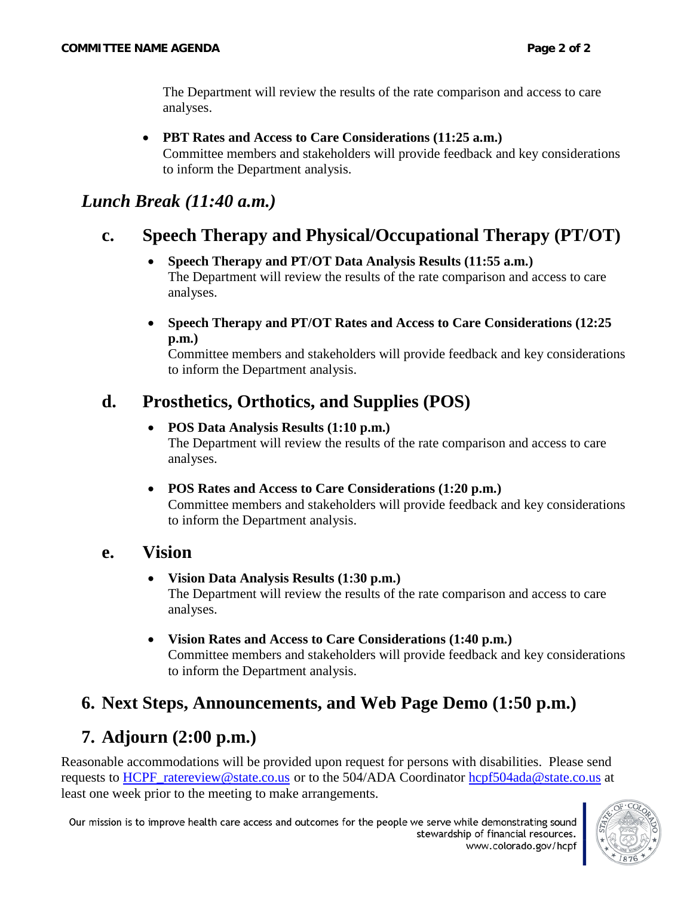The Department will review the results of the rate comparison and access to care analyses.

- **PBT Rates and Access to Care Considerations (11:25 a.m.)**
  Committee members and stakeholders will provide feedback and key considerations to inform the Department analysis.

## *Lunch Break (11:40 a.m.)*

### c. Speech Therapy and Physical/Occupational Therapy (PT/OT)

- **Speech Therapy and PT/OT Data Analysis Results (11:55 a.m.)**
  The Department will review the results of the rate comparison and access to care analyses.

- **Speech Therapy and PT/OT Rates and Access to Care Considerations (12:25 p.m.)**
  Committee members and stakeholders will provide feedback and key considerations to inform the Department analysis.

### d. Prosthetics, Orthotics, and Supplies (POS)

- **POS Data Analysis Results (1:10 p.m.)**
  The Department will review the results of the rate comparison and access to care analyses.

- **POS Rates and Access to Care Considerations (1:20 p.m.)**
  Committee members and stakeholders will provide feedback and key considerations to inform the Department analysis.

### e. Vision

- **Vision Data Analysis Results (1:30 p.m.)**
  The Department will review the results of the rate comparison and access to care analyses.

- **Vision Rates and Access to Care Considerations (1:40 p.m.)**
  Committee members and stakeholders will provide feedback and key considerations to inform the Department analysis.

## 6. Next Steps, Announcements, and Web Page Demo (1:50 p.m.)

## 7. Adjourn (2:00 p.m.)

Reasonable accommodations will be provided upon request for persons with disabilities. Please send requests to HCPF_ratereview@state.co.us or to the 504/ADA Coordinator hcpf504ada@state.co.us at least one week prior to the meeting to make arrangements.

Our mission is to improve health care access and outcomes for the people we serve while demonstrating sound stewardship of financial resources.
www.colorado.gov/hcpf